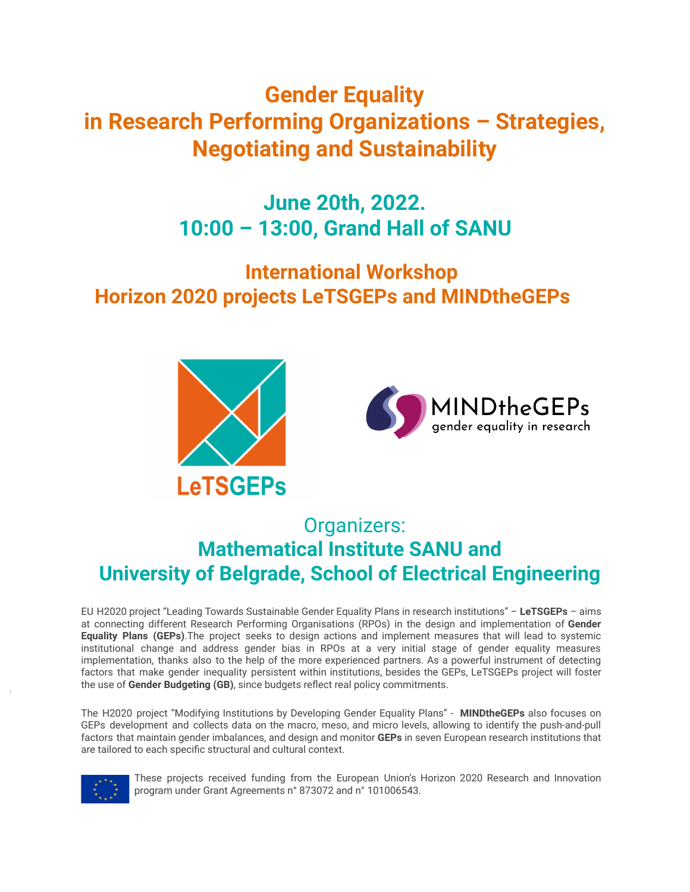# Gender Equality in Research Performing Organizations – Strategies, Negotiating and Sustainability

## June 20th, 2022.
## 10:00 – 13:00, Grand Hall of SANU

## International Workshop
## Horizon 2020 projects LeTSGEPs and MINDtheGEPs

LeTSGEPs

MINDtheGEPs
gender equality in research

Organizers:

## Mathematical Institute SANU and
## University of Belgrade, School of Electrical Engineering

EU H2020 project "Leading Towards Sustainable Gender Equality Plans in research institutions" – **LeTSGEPs** – aims at connecting different Research Performing Organisations (RPOs) in the design and implementation of **Gender Equality Plans (GEPs)**.The project seeks to design actions and implement measures that will lead to systemic institutional change and address gender bias in RPOs at a very initial stage of gender equality measures implementation, thanks also to the help of the more experienced partners. As a powerful instrument of detecting factors that make gender inequality persistent within institutions, besides the GEPs, LeTSGEPs project will foster the use of **Gender Budgeting (GB)**, since budgets reflect real policy commitments.

The H2020 project "Modifying Institutions by Developing Gender Equality Plans" - **MINDtheGEPs** also focuses on GEPs development and collects data on the macro, meso, and micro levels, allowing to identify the push-and-pull factors that maintain gender imbalances, and design and monitor **GEPs** in seven European research institutions that are tailored to each specific structural and cultural context.

These projects received funding from the European Union's Horizon 2020 Research and Innovation program under Grant Agreements n° 873072 and n° 101006543.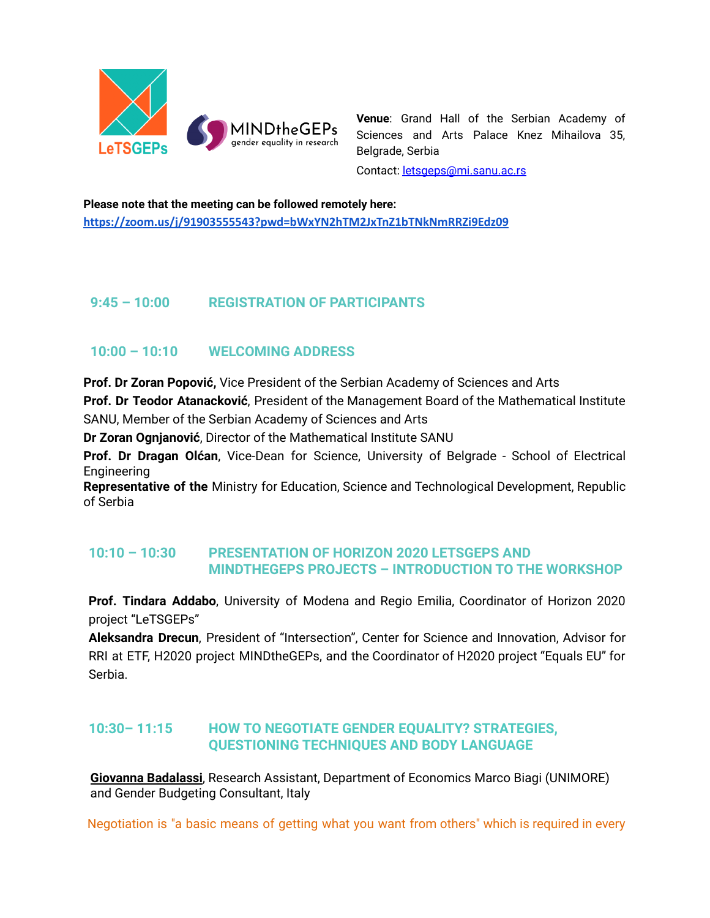**Venue**: Grand Hall of the Serbian Academy of Sciences and Arts Palace Knez Mihailova 35, Belgrade, Serbia

Contact: letsgeps@mi.sanu.ac.rs

**Please note that the meeting can be followed remotely here:**
**https://zoom.us/j/91903555543?pwd=bWxYN2hTM2JxTnZ1bTNkNmRRZi9Edz09**

## 9:45 – 10:00 REGISTRATION OF PARTICIPANTS

## 10:00 – 10:10 WELCOMING ADDRESS

**Prof. Dr Zoran Popović,** Vice President of the Serbian Academy of Sciences and Arts
**Prof. Dr Teodor Atanacković**, President of the Management Board of the Mathematical Institute SANU, Member of the Serbian Academy of Sciences and Arts
**Dr Zoran Ognjanović**, Director of the Mathematical Institute SANU
**Prof. Dr Dragan Olćan**, Vice-Dean for Science, University of Belgrade - School of Electrical Engineering
**Representative of the** Ministry for Education, Science and Technological Development, Republic of Serbia

## 10:10 – 10:30 PRESENTATION OF HORIZON 2020 LETSGEPS AND MINDTHEGEPS PROJECTS – INTRODUCTION TO THE WORKSHOP

**Prof. Tindara Addabo**, University of Modena and Regio Emilia, Coordinator of Horizon 2020 project "LeTSGEPs"
**Aleksandra Drecun**, President of "Intersection", Center for Science and Innovation, Advisor for RRI at ETF, H2020 project MINDtheGEPs, and the Coordinator of H2020 project "Equals EU" for Serbia.

## 10:30– 11:15 HOW TO NEGOTIATE GENDER EQUALITY? STRATEGIES, QUESTIONING TECHNIQUES AND BODY LANGUAGE

**Giovanna Badalassi**, Research Assistant, Department of Economics Marco Biagi (UNIMORE) and Gender Budgeting Consultant, Italy

Negotiation is "a basic means of getting what you want from others" which is required in every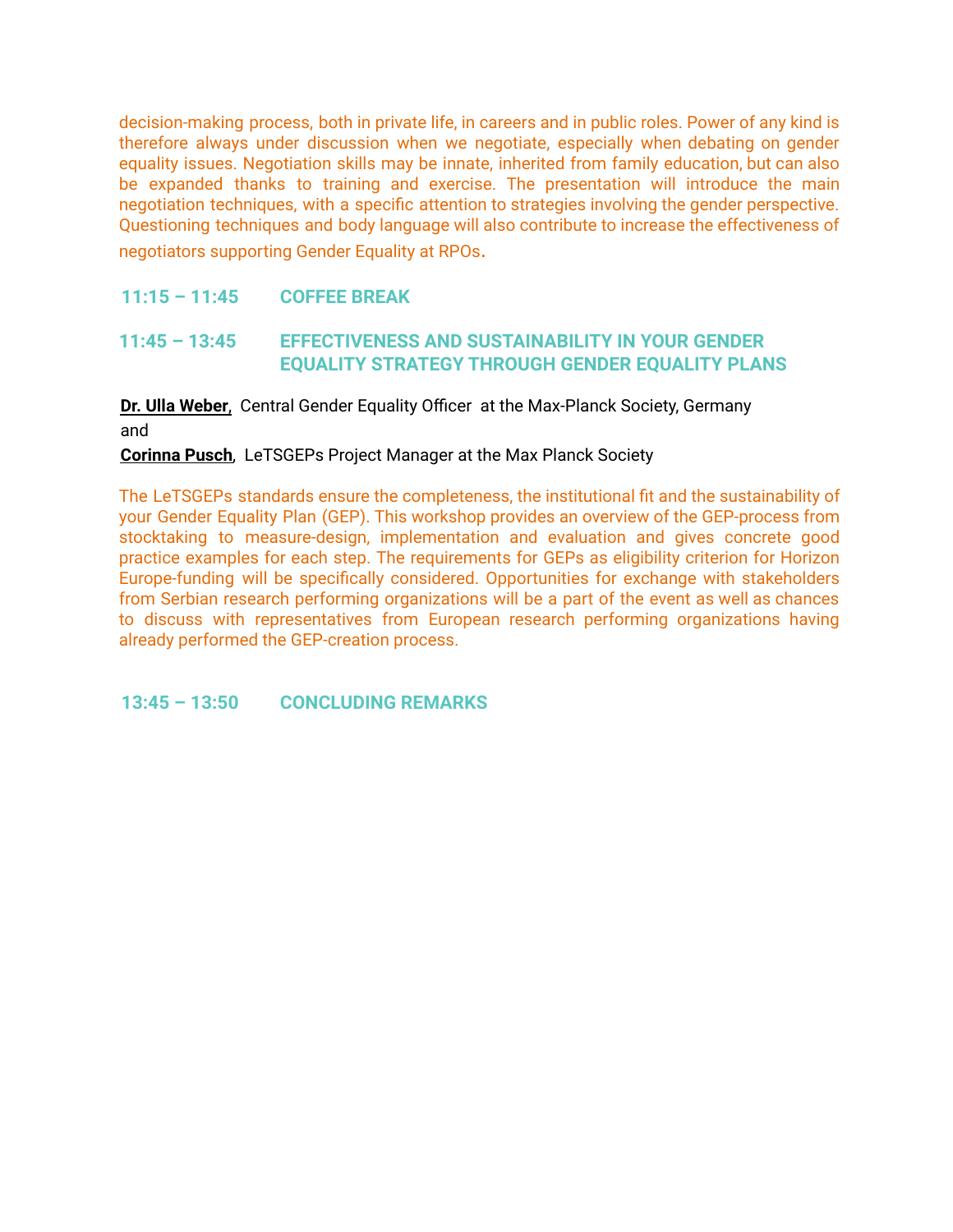decision-making process, both in private life, in careers and in public roles. Power of any kind is therefore always under discussion when we negotiate, especially when debating on gender equality issues. Negotiation skills may be innate, inherited from family education, but can also be expanded thanks to training and exercise. The presentation will introduce the main negotiation techniques, with a specific attention to strategies involving the gender perspective. Questioning techniques and body language will also contribute to increase the effectiveness of negotiators supporting Gender Equality at RPOs.

### 11:15 – 11:45 COFFEE BREAK

### 11:45 – 13:45 EFFECTIVENESS AND SUSTAINABILITY IN YOUR GENDER EQUALITY STRATEGY THROUGH GENDER EQUALITY PLANS

**Dr. Ulla Weber**, Central Gender Equality Officer at the Max-Planck Society, Germany

and

**Corinna Pusch**, LeTSGEPs Project Manager at the Max Planck Society

The LeTSGEPs standards ensure the completeness, the institutional fit and the sustainability of your Gender Equality Plan (GEP). This workshop provides an overview of the GEP-process from stocktaking to measure-design, implementation and evaluation and gives concrete good practice examples for each step. The requirements for GEPs as eligibility criterion for Horizon Europe-funding will be specifically considered. Opportunities for exchange with stakeholders from Serbian research performing organizations will be a part of the event as well as chances to discuss with representatives from European research performing organizations having already performed the GEP-creation process.

### 13:45 – 13:50 CONCLUDING REMARKS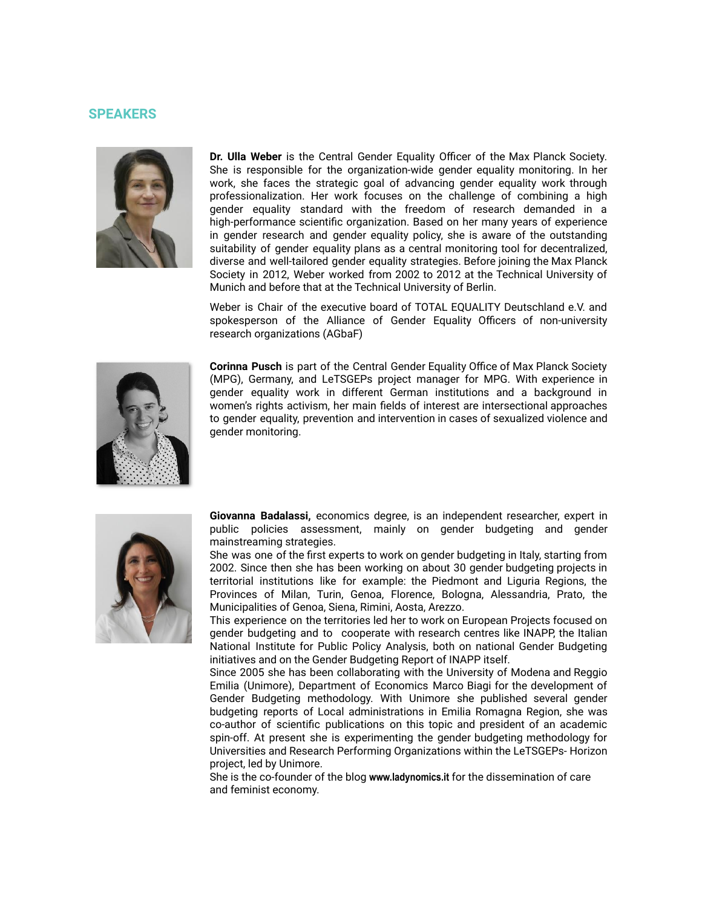## SPEAKERS

**Dr. Ulla Weber** is the Central Gender Equality Officer of the Max Planck Society. She is responsible for the organization-wide gender equality monitoring. In her work, she faces the strategic goal of advancing gender equality work through professionalization. Her work focuses on the challenge of combining a high gender equality standard with the freedom of research demanded in a high-performance scientific organization. Based on her many years of experience in gender research and gender equality policy, she is aware of the outstanding suitability of gender equality plans as a central monitoring tool for decentralized, diverse and well-tailored gender equality strategies. Before joining the Max Planck Society in 2012, Weber worked from 2002 to 2012 at the Technical University of Munich and before that at the Technical University of Berlin.

Weber is Chair of the executive board of TOTAL EQUALITY Deutschland e.V. and spokesperson of the Alliance of Gender Equality Officers of non-university research organizations (AGbaF)

**Corinna Pusch** is part of the Central Gender Equality Office of Max Planck Society (MPG), Germany, and LeTSGEPs project manager for MPG. With experience in gender equality work in different German institutions and a background in women's rights activism, her main fields of interest are intersectional approaches to gender equality, prevention and intervention in cases of sexualized violence and gender monitoring.

**Giovanna Badalassi,** economics degree, is an independent researcher, expert in public policies assessment, mainly on gender budgeting and gender mainstreaming strategies.
She was one of the first experts to work on gender budgeting in Italy, starting from 2002. Since then she has been working on about 30 gender budgeting projects in territorial institutions like for example: the Piedmont and Liguria Regions, the Provinces of Milan, Turin, Genoa, Florence, Bologna, Alessandria, Prato, the Municipalities of Genoa, Siena, Rimini, Aosta, Arezzo.
This experience on the territories led her to work on European Projects focused on gender budgeting and to cooperate with research centres like INAPP, the Italian National Institute for Public Policy Analysis, both on national Gender Budgeting initiatives and on the Gender Budgeting Report of INAPP itself.
Since 2005 she has been collaborating with the University of Modena and Reggio Emilia (Unimore), Department of Economics Marco Biagi for the development of Gender Budgeting methodology. With Unimore she published several gender budgeting reports of Local administrations in Emilia Romagna Region, she was co-author of scientific publications on this topic and president of an academic spin-off. At present she is experimenting the gender budgeting methodology for Universities and Research Performing Organizations within the LeTSGEPs- Horizon project, led by Unimore.
She is the co-founder of the blog **www.ladynomics.it** for the dissemination of care and feminist economy.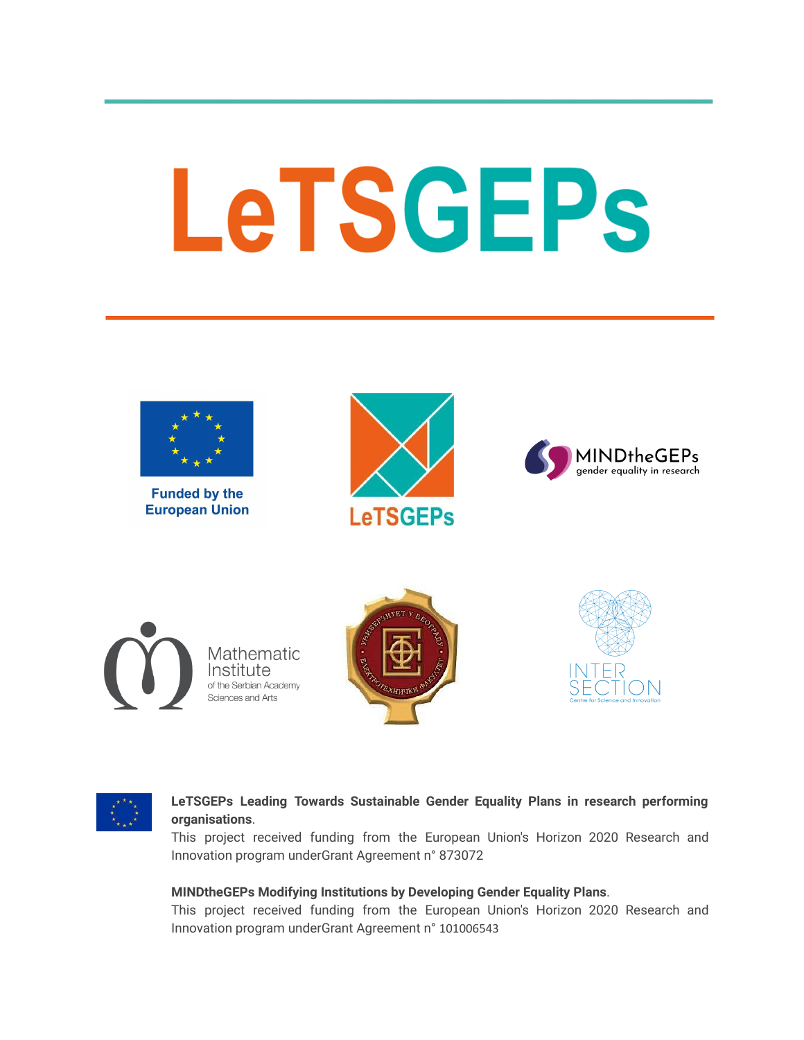# LeTSGEPs

Funded by the European Union

LeTSGEPs

MINDtheGEPs
gender equality in research

Mathematic Institute of the Serbian Academy Sciences and Arts

INTER SECTION
Centre for Science and Innovation

**LeTSGEPs Leading Towards Sustainable Gender Equality Plans in research performing organisations**.
This project received funding from the European Union's Horizon 2020 Research and Innovation program underGrant Agreement n° 873072

**MINDtheGEPs Modifying Institutions by Developing Gender Equality Plans**.
This project received funding from the European Union's Horizon 2020 Research and Innovation program underGrant Agreement n° 101006543